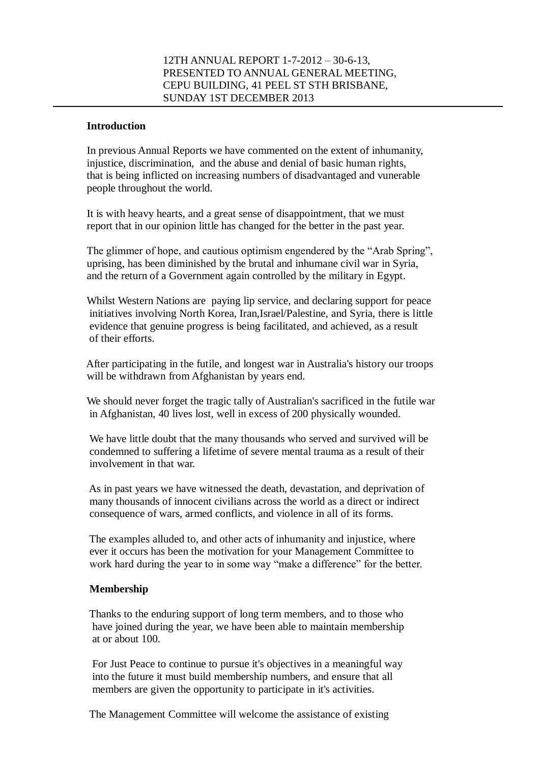12TH ANNUAL REPORT 1-7-2012 – 30-6-13,
PRESENTED TO ANNUAL GENERAL MEETING,
CEPU BUILDING, 41 PEEL ST STH BRISBANE,
SUNDAY 1ST DECEMBER 2013

---

**Introduction**

In previous Annual Reports we have commented on the extent of inhumanity, injustice, discrimination, and the abuse and denial of basic human rights, that is being inflicted on increasing numbers of disadvantaged and vunerable people throughout the world.

It is with heavy hearts, and a great sense of disappointment, that we must report that in our opinion little has changed for the better in the past year.

The glimmer of hope, and cautious optimism engendered by the "Arab Spring", uprising, has been diminished by the brutal and inhumane civil war in Syria, and the return of a Government again controlled by the military in Egypt.

Whilst Western Nations are paying lip service, and declaring support for peace initiatives involving North Korea, Iran,Israel/Palestine, and Syria, there is little evidence that genuine progress is being facilitated, and achieved, as a result of their efforts.

After participating in the futile, and longest war in Australia's history our troops will be withdrawn from Afghanistan by years end.

We should never forget the tragic tally of Australian's sacrificed in the futile war in Afghanistan, 40 lives lost, well in excess of 200 physically wounded.

We have little doubt that the many thousands who served and survived will be condemned to suffering a lifetime of severe mental trauma as a result of their involvement in that war.

As in past years we have witnessed the death, devastation, and deprivation of many thousands of innocent civilians across the world as a direct or indirect consequence of wars, armed conflicts, and violence in all of its forms.

The examples alluded to, and other acts of inhumanity and injustice, where ever it occurs has been the motivation for your Management Committee to work hard during the year to in some way "make a difference" for the better.

**Membership**

Thanks to the enduring support of long term members, and to those who have joined during the year, we have been able to maintain membership at or about 100.

For Just Peace to continue to pursue it's objectives in a meaningful way into the future it must build membership numbers, and ensure that all members are given the opportunity to participate in it's activities.

The Management Committee will welcome the assistance of existing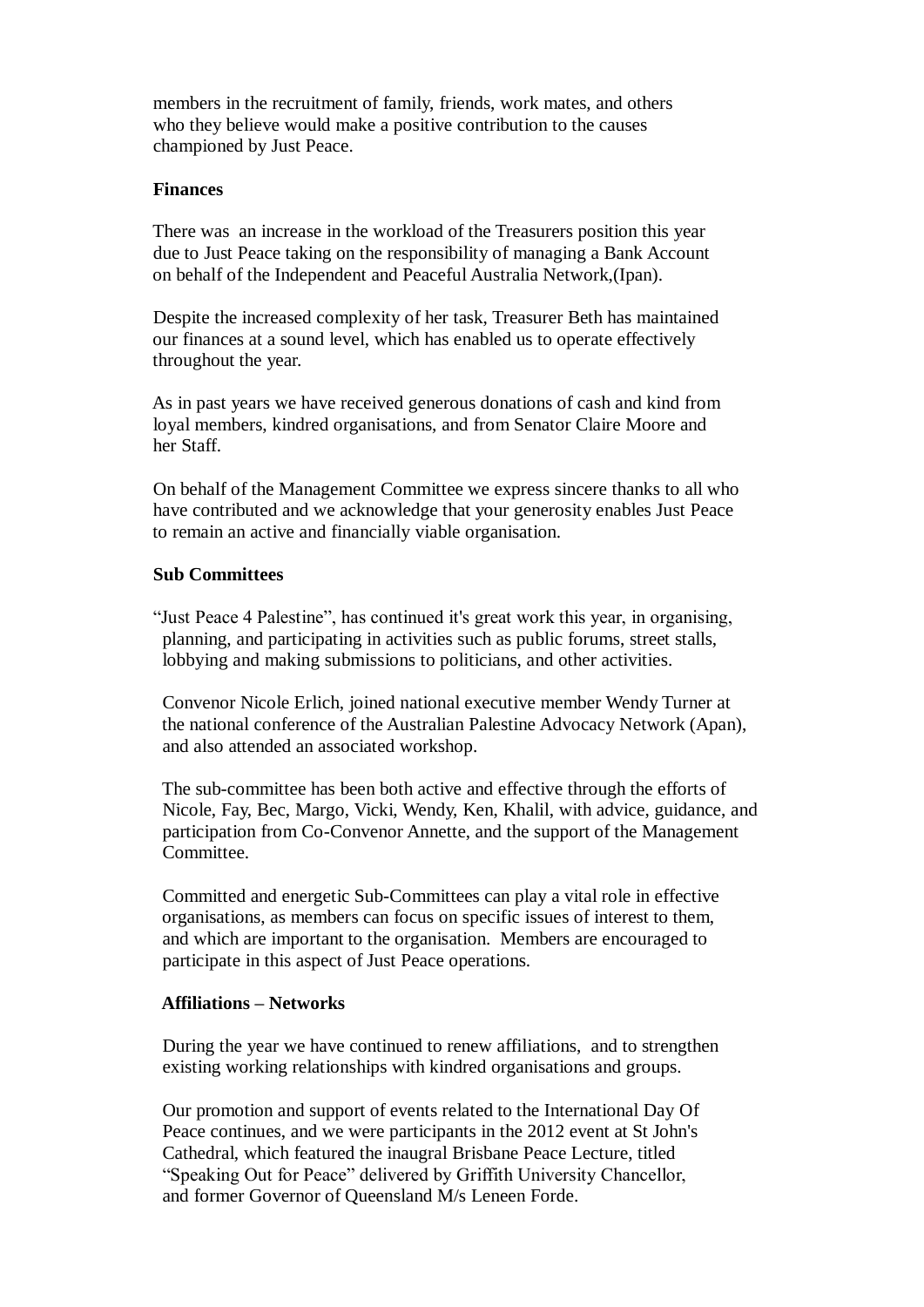members in the recruitment of family, friends, work mates, and others who they believe would make a positive contribution to the causes championed by Just Peace.

**Finances**

There was an increase in the workload of the Treasurers position this year due to Just Peace taking on the responsibility of managing a Bank Account on behalf of the Independent and Peaceful Australia Network,(Ipan).

Despite the increased complexity of her task, Treasurer Beth has maintained our finances at a sound level, which has enabled us to operate effectively throughout the year.

As in past years we have received generous donations of cash and kind from loyal members, kindred organisations, and from Senator Claire Moore and her Staff.

On behalf of the Management Committee we express sincere thanks to all who have contributed and we acknowledge that your generosity enables Just Peace to remain an active and financially viable organisation.

**Sub Committees**

"Just Peace 4 Palestine", has continued it's great work this year, in organising, planning, and participating in activities such as public forums, street stalls, lobbying and making submissions to politicians, and other activities.

Convenor Nicole Erlich, joined national executive member Wendy Turner at the national conference of the Australian Palestine Advocacy Network (Apan), and also attended an associated workshop.

The sub-committee has been both active and effective through the efforts of Nicole, Fay, Bec, Margo, Vicki, Wendy, Ken, Khalil, with advice, guidance, and participation from Co-Convenor Annette, and the support of the Management Committee.

Committed and energetic Sub-Committees can play a vital role in effective organisations, as members can focus on specific issues of interest to them, and which are important to the organisation. Members are encouraged to participate in this aspect of Just Peace operations.

**Affiliations – Networks**

During the year we have continued to renew affiliations, and to strengthen existing working relationships with kindred organisations and groups.

Our promotion and support of events related to the International Day Of Peace continues, and we were participants in the 2012 event at St John's Cathedral, which featured the inaugral Brisbane Peace Lecture, titled "Speaking Out for Peace" delivered by Griffith University Chancellor, and former Governor of Queensland M/s Leneen Forde.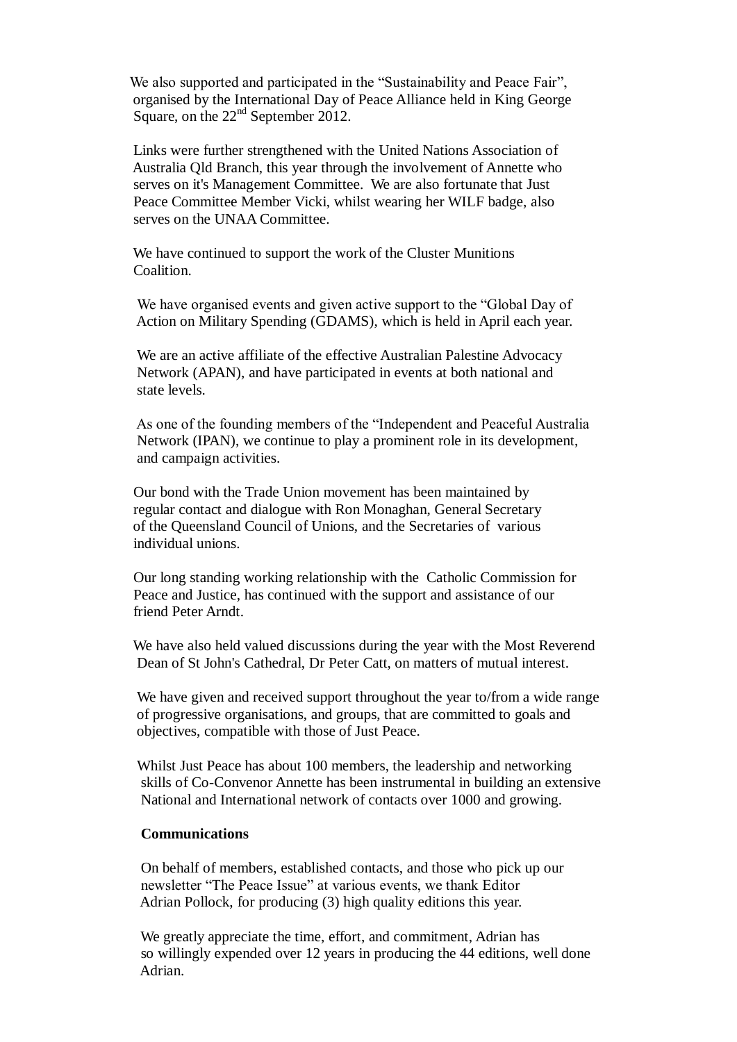We also supported and participated in the "Sustainability and Peace Fair", organised by the International Day of Peace Alliance held in King George Square, on the 22nd September 2012.

Links were further strengthened with the United Nations Association of Australia Qld Branch, this year through the involvement of Annette who serves on it's Management Committee. We are also fortunate that Just Peace Committee Member Vicki, whilst wearing her WILF badge, also serves on the UNAA Committee.

We have continued to support the work of the Cluster Munitions Coalition.

We have organised events and given active support to the "Global Day of Action on Military Spending (GDAMS), which is held in April each year.

We are an active affiliate of the effective Australian Palestine Advocacy Network (APAN), and have participated in events at both national and state levels.

As one of the founding members of the "Independent and Peaceful Australia Network (IPAN), we continue to play a prominent role in its development, and campaign activities.

Our bond with the Trade Union movement has been maintained by regular contact and dialogue with Ron Monaghan, General Secretary of the Queensland Council of Unions, and the Secretaries of various individual unions.

Our long standing working relationship with the Catholic Commission for Peace and Justice, has continued with the support and assistance of our friend Peter Arndt.

We have also held valued discussions during the year with the Most Reverend Dean of St John's Cathedral, Dr Peter Catt, on matters of mutual interest.

We have given and received support throughout the year to/from a wide range of progressive organisations, and groups, that are committed to goals and objectives, compatible with those of Just Peace.

Whilst Just Peace has about 100 members, the leadership and networking skills of Co-Convenor Annette has been instrumental in building an extensive National and International network of contacts over 1000 and growing.

**Communications**

On behalf of members, established contacts, and those who pick up our newsletter "The Peace Issue" at various events, we thank Editor Adrian Pollock, for producing (3) high quality editions this year.

We greatly appreciate the time, effort, and commitment, Adrian has so willingly expended over 12 years in producing the 44 editions, well done Adrian.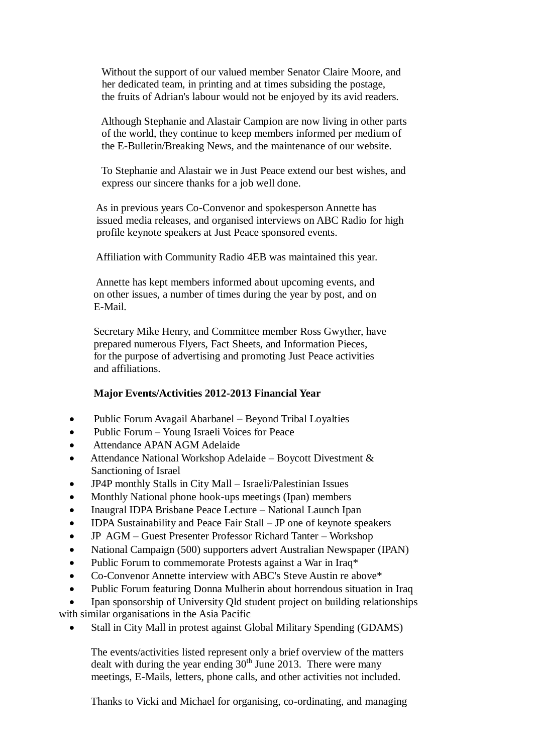Without the support of our valued member Senator Claire Moore, and her dedicated team, in printing and at times subsiding the postage, the fruits of Adrian's labour would not be enjoyed by its avid readers.

Although Stephanie and Alastair Campion are now living in other parts of the world, they continue to keep members informed per medium of the E-Bulletin/Breaking News, and the maintenance of our website.

To Stephanie and Alastair we in Just Peace extend our best wishes, and express our sincere thanks for a job well done.

As in previous years Co-Convenor and spokesperson Annette has issued media releases, and organised interviews on ABC Radio for high profile keynote speakers at Just Peace sponsored events.

Affiliation with Community Radio 4EB was maintained this year.

Annette has kept members informed about upcoming events, and on other issues, a number of times during the year by post, and on E-Mail.

Secretary Mike Henry, and Committee member Ross Gwyther, have prepared numerous Flyers, Fact Sheets, and Information Pieces, for the purpose of advertising and promoting Just Peace activities and affiliations.

**Major Events/Activities 2012-2013 Financial Year**

- Public Forum Avagail Abarbanel – Beyond Tribal Loyalties
- Public Forum – Young Israeli Voices for Peace
- Attendance APAN AGM Adelaide
- Attendance National Workshop Adelaide – Boycott Divestment & Sanctioning of Israel
- JP4P monthly Stalls in City Mall – Israeli/Palestinian Issues
- Monthly National phone hook-ups meetings (Ipan) members
- Inaugral IDPA Brisbane Peace Lecture – National Launch Ipan
- IDPA Sustainability and Peace Fair Stall – JP one of keynote speakers
- JP AGM – Guest Presenter Professor Richard Tanter – Workshop
- National Campaign (500) supporters advert Australian Newspaper (IPAN)
- Public Forum to commemorate Protests against a War in Iraq*
- Co-Convenor Annette interview with ABC's Steve Austin re above*
- Public Forum featuring Donna Mulherin about horrendous situation in Iraq
- Ipan sponsorship of University Qld student project on building relationships with similar organisations in the Asia Pacific
- Stall in City Mall in protest against Global Military Spending (GDAMS)

The events/activities listed represent only a brief overview of the matters dealt with during the year ending 30th June 2013. There were many meetings, E-Mails, letters, phone calls, and other activities not included.

Thanks to Vicki and Michael for organising, co-ordinating, and managing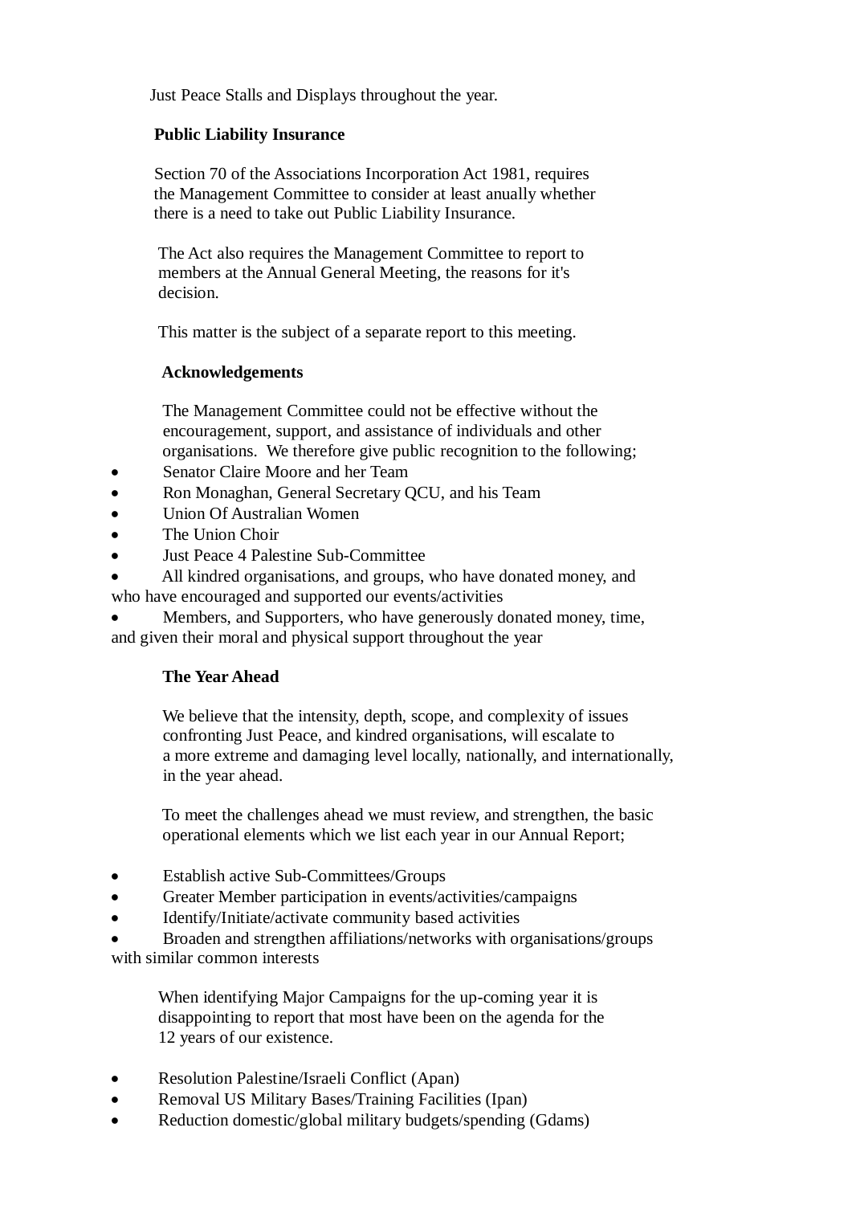Just Peace Stalls and Displays throughout the year.

**Public Liability Insurance**

Section 70 of the Associations Incorporation Act 1981, requires the Management Committee to consider at least anually whether there is a need to take out Public Liability Insurance.

The Act also requires the Management Committee to report to members at the Annual General Meeting, the reasons for it's decision.

This matter is the subject of a separate report to this meeting.

**Acknowledgements**

The Management Committee could not be effective without the encouragement, support, and assistance of individuals and other organisations.  We therefore give public recognition to the following;

- Senator Claire Moore and her Team
- Ron Monaghan, General Secretary QCU, and his Team
- Union Of Australian Women
- The Union Choir
- Just Peace 4 Palestine Sub-Committee
- All kindred organisations, and groups, who have donated money, and who have encouraged and supported our events/activities
- Members, and Supporters, who have generously donated money, time, and given their moral and physical support throughout the year

**The Year Ahead**

We believe that the intensity, depth, scope, and complexity of issues confronting Just Peace, and kindred organisations, will escalate to a more extreme and damaging level locally, nationally, and internationally, in the year ahead.

To meet the challenges ahead we must review, and strengthen, the basic operational elements which we list each year in our Annual Report;

- Establish active Sub-Committees/Groups
- Greater Member participation in events/activities/campaigns
- Identify/Initiate/activate community based activities
- Broaden and strengthen affiliations/networks with organisations/groups with similar common interests

When identifying Major Campaigns for the up-coming year it is disappointing to report that most have been on the agenda for the 12 years of our existence.

- Resolution Palestine/Israeli Conflict (Apan)
- Removal US Military Bases/Training Facilities (Ipan)
- Reduction domestic/global military budgets/spending (Gdams)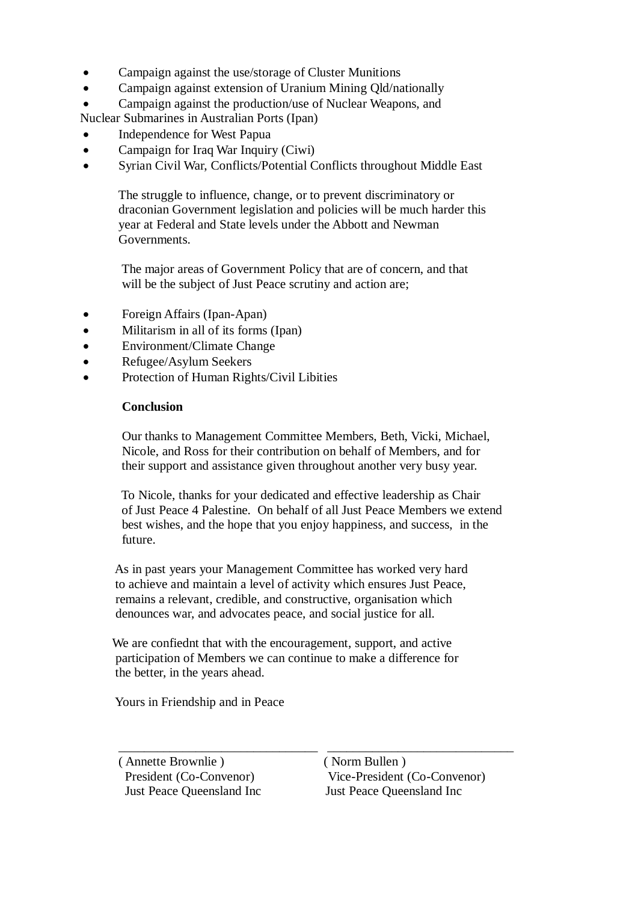- Campaign against the use/storage of Cluster Munitions
- Campaign against extension of Uranium Mining Qld/nationally
- Campaign against the production/use of Nuclear Weapons, and Nuclear Submarines in Australian Ports (Ipan)
- Independence for West Papua
- Campaign for Iraq War Inquiry (Ciwi)
- Syrian Civil War, Conflicts/Potential Conflicts throughout Middle East

The struggle to influence, change, or to prevent discriminatory or draconian Government legislation and policies will be much harder this year at Federal and State levels under the Abbott and Newman Governments.

The major areas of Government Policy that are of concern, and that will be the subject of Just Peace scrutiny and action are;

- Foreign Affairs (Ipan-Apan)
- Militarism in all of its forms (Ipan)
- Environment/Climate Change
- Refugee/Asylum Seekers
- Protection of Human Rights/Civil Libities

**Conclusion**

Our thanks to Management Committee Members, Beth, Vicki, Michael, Nicole, and Ross for their contribution on behalf of Members, and for their support and assistance given throughout another very busy year.

To Nicole, thanks for your dedicated and effective leadership as Chair of Just Peace 4 Palestine. On behalf of all Just Peace Members we extend best wishes, and the hope that you enjoy happiness, and success, in the future.

As in past years your Management Committee has worked very hard to achieve and maintain a level of activity which ensures Just Peace, remains a relevant, credible, and constructive, organisation which denounces war, and advocates peace, and social justice for all.

We are confiednt that with the encouragement, support, and active participation of Members we can continue to make a difference for the better, in the years ahead.

Yours in Friendship and in Peace

| | |
|---|---|
| ______________________________ | ______________________________ |
| ( Annette Brownlie ) | ( Norm Bullen ) |
| President (Co-Convenor) | Vice-President (Co-Convenor) |
| Just Peace Queensland Inc | Just Peace Queensland Inc |